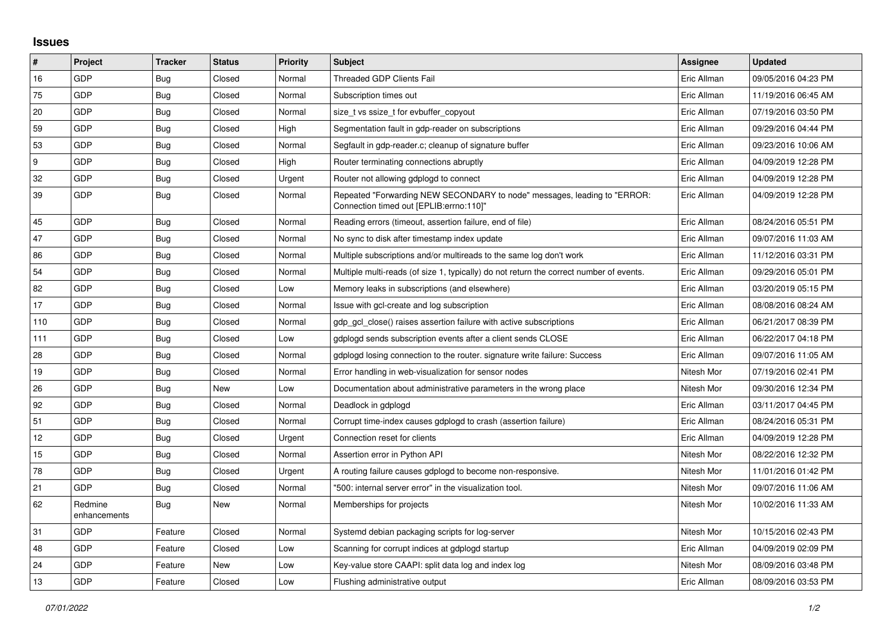# Issues

| # | Project | Tracker | Status | Priority | Subject | Assignee | Updated |
|---|---|---|---|---|---|---|---|
| 16 | GDP | Bug | Closed | Normal | Threaded GDP Clients Fail | Eric Allman | 09/05/2016 04:23 PM |
| 75 | GDP | Bug | Closed | Normal | Subscription times out | Eric Allman | 11/19/2016 06:45 AM |
| 20 | GDP | Bug | Closed | Normal | size_t vs ssize_t for evbuffer_copyout | Eric Allman | 07/19/2016 03:50 PM |
| 59 | GDP | Bug | Closed | High | Segmentation fault in gdp-reader on subscriptions | Eric Allman | 09/29/2016 04:44 PM |
| 53 | GDP | Bug | Closed | Normal | Segfault in gdp-reader.c; cleanup of signature buffer | Eric Allman | 09/23/2016 10:06 AM |
| 9 | GDP | Bug | Closed | High | Router terminating connections abruptly | Eric Allman | 04/09/2019 12:28 PM |
| 32 | GDP | Bug | Closed | Urgent | Router not allowing gdplogd to connect | Eric Allman | 04/09/2019 12:28 PM |
| 39 | GDP | Bug | Closed | Normal | Repeated "Forwarding NEW SECONDARY to node" messages, leading to "ERROR: Connection timed out [EPLIB:errno:110]" | Eric Allman | 04/09/2019 12:28 PM |
| 45 | GDP | Bug | Closed | Normal | Reading errors (timeout, assertion failure, end of file) | Eric Allman | 08/24/2016 05:51 PM |
| 47 | GDP | Bug | Closed | Normal | No sync to disk after timestamp index update | Eric Allman | 09/07/2016 11:03 AM |
| 86 | GDP | Bug | Closed | Normal | Multiple subscriptions and/or multireads to the same log don't work | Eric Allman | 11/12/2016 03:31 PM |
| 54 | GDP | Bug | Closed | Normal | Multiple multi-reads (of size 1, typically) do not return the correct number of events. | Eric Allman | 09/29/2016 05:01 PM |
| 82 | GDP | Bug | Closed | Low | Memory leaks in subscriptions (and elsewhere) | Eric Allman | 03/20/2019 05:15 PM |
| 17 | GDP | Bug | Closed | Normal | Issue with gcl-create and log subscription | Eric Allman | 08/08/2016 08:24 AM |
| 110 | GDP | Bug | Closed | Normal | gdp_gcl_close() raises assertion failure with active subscriptions | Eric Allman | 06/21/2017 08:39 PM |
| 111 | GDP | Bug | Closed | Low | gdplogd sends subscription events after a client sends CLOSE | Eric Allman | 06/22/2017 04:18 PM |
| 28 | GDP | Bug | Closed | Normal | gdplogd losing connection to the router. signature write failure: Success | Eric Allman | 09/07/2016 11:05 AM |
| 19 | GDP | Bug | Closed | Normal | Error handling in web-visualization for sensor nodes | Nitesh Mor | 07/19/2016 02:41 PM |
| 26 | GDP | Bug | New | Low | Documentation about administrative parameters in the wrong place | Nitesh Mor | 09/30/2016 12:34 PM |
| 92 | GDP | Bug | Closed | Normal | Deadlock in gdplogd | Eric Allman | 03/11/2017 04:45 PM |
| 51 | GDP | Bug | Closed | Normal | Corrupt time-index causes gdplogd to crash (assertion failure) | Eric Allman | 08/24/2016 05:31 PM |
| 12 | GDP | Bug | Closed | Urgent | Connection reset for clients | Eric Allman | 04/09/2019 12:28 PM |
| 15 | GDP | Bug | Closed | Normal | Assertion error in Python API | Nitesh Mor | 08/22/2016 12:32 PM |
| 78 | GDP | Bug | Closed | Urgent | A routing failure causes gdplogd to become non-responsive. | Nitesh Mor | 11/01/2016 01:42 PM |
| 21 | GDP | Bug | Closed | Normal | "500: internal server error" in the visualization tool. | Nitesh Mor | 09/07/2016 11:06 AM |
| 62 | Redmine enhancements | Bug | New | Normal | Memberships for projects | Nitesh Mor | 10/02/2016 11:33 AM |
| 31 | GDP | Feature | Closed | Normal | Systemd debian packaging scripts for log-server | Nitesh Mor | 10/15/2016 02:43 PM |
| 48 | GDP | Feature | Closed | Low | Scanning for corrupt indices at gdplogd startup | Eric Allman | 04/09/2019 02:09 PM |
| 24 | GDP | Feature | New | Low | Key-value store CAAPI: split data log and index log | Nitesh Mor | 08/09/2016 03:48 PM |
| 13 | GDP | Feature | Closed | Low | Flushing administrative output | Eric Allman | 08/09/2016 03:53 PM |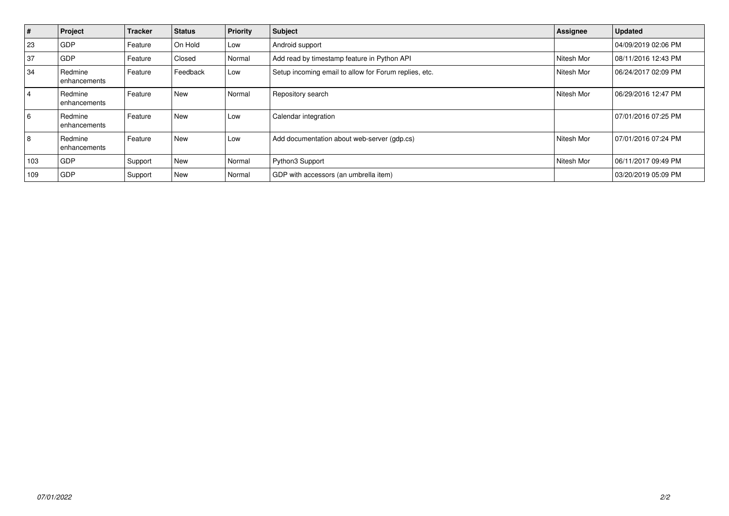| # | Project | Tracker | Status | Priority | Subject | Assignee | Updated |
|---|---|---|---|---|---|---|---|
| 23 | GDP | Feature | On Hold | Low | Android support | | 04/09/2019 02:06 PM |
| 37 | GDP | Feature | Closed | Normal | Add read by timestamp feature in Python API | Nitesh Mor | 08/11/2016 12:43 PM |
| 34 | Redmine enhancements | Feature | Feedback | Low | Setup incoming email to allow for Forum replies, etc. | Nitesh Mor | 06/24/2017 02:09 PM |
| 4 | Redmine enhancements | Feature | New | Normal | Repository search | Nitesh Mor | 06/29/2016 12:47 PM |
| 6 | Redmine enhancements | Feature | New | Low | Calendar integration | | 07/01/2016 07:25 PM |
| 8 | Redmine enhancements | Feature | New | Low | Add documentation about web-server (gdp.cs) | Nitesh Mor | 07/01/2016 07:24 PM |
| 103 | GDP | Support | New | Normal | Python3 Support | Nitesh Mor | 06/11/2017 09:49 PM |
| 109 | GDP | Support | New | Normal | GDP with accessors (an umbrella item) | | 03/20/2019 05:09 PM |